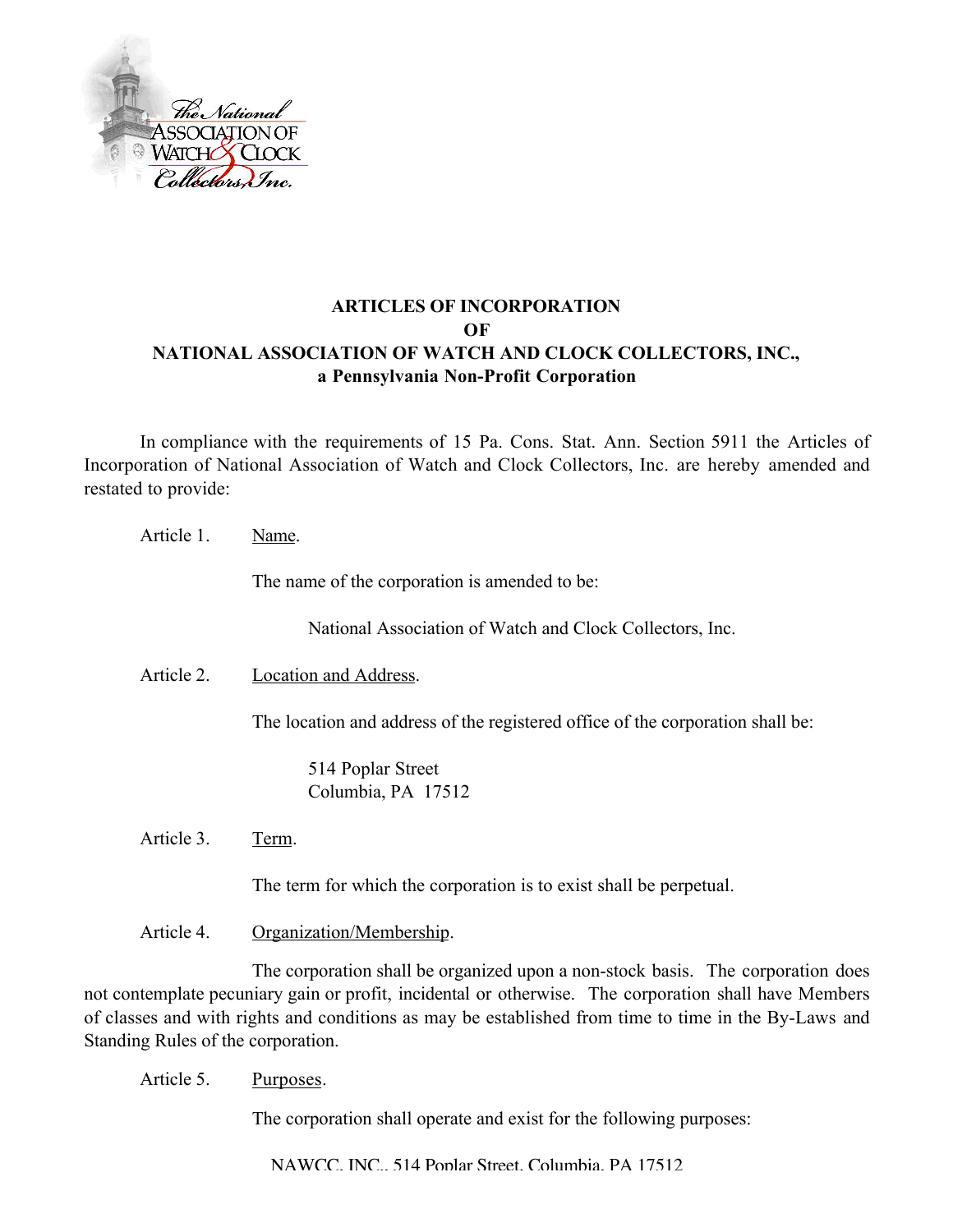# ARTICLES OF INCORPORATION
# OF
# NATIONAL ASSOCIATION OF WATCH AND CLOCK COLLECTORS, INC.,
## a Pennsylvania Non-Profit Corporation

In compliance with the requirements of 15 Pa. Cons. Stat. Ann. Section 5911 the Articles of Incorporation of National Association of Watch and Clock Collectors, Inc. are hereby amended and restated to provide:

Article 1. Name.

The name of the corporation is amended to be:

National Association of Watch and Clock Collectors, Inc.

Article 2. Location and Address.

The location and address of the registered office of the corporation shall be:

514 Poplar Street
Columbia, PA 17512

Article 3. Term.

The term for which the corporation is to exist shall be perpetual.

Article 4. Organization/Membership.

The corporation shall be organized upon a non-stock basis. The corporation does not contemplate pecuniary gain or profit, incidental or otherwise. The corporation shall have Members of classes and with rights and conditions as may be established from time to time in the By-Laws and Standing Rules of the corporation.

Article 5. Purposes.

The corporation shall operate and exist for the following purposes: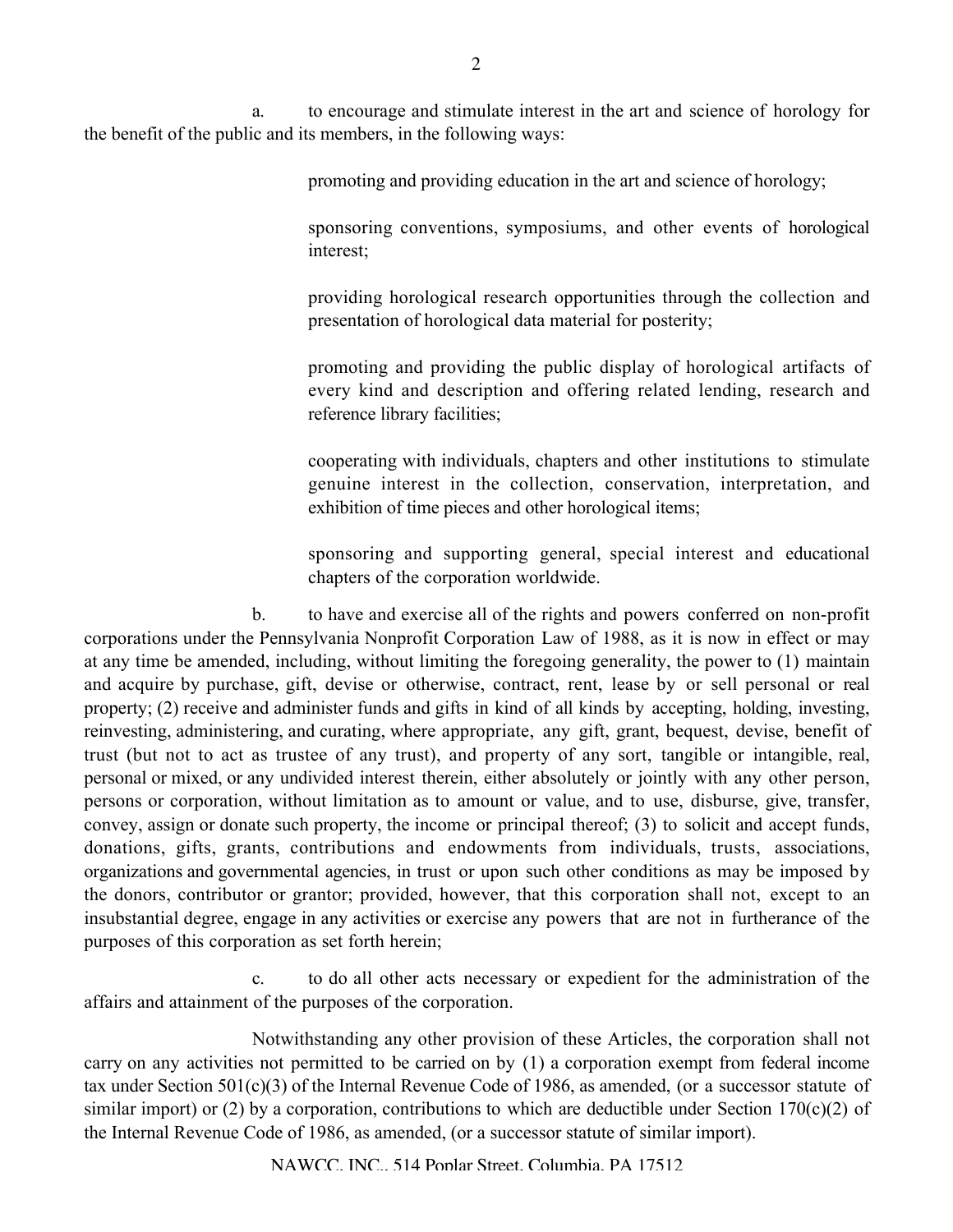a. to encourage and stimulate interest in the art and science of horology for the benefit of the public and its members, in the following ways:

> promoting and providing education in the art and science of horology;
>
> sponsoring conventions, symposiums, and other events of horological interest;
>
> providing horological research opportunities through the collection and presentation of horological data material for posterity;
>
> promoting and providing the public display of horological artifacts of every kind and description and offering related lending, research and reference library facilities;
>
> cooperating with individuals, chapters and other institutions to stimulate genuine interest in the collection, conservation, interpretation, and exhibition of time pieces and other horological items;
>
> sponsoring and supporting general, special interest and educational chapters of the corporation worldwide.

b. to have and exercise all of the rights and powers conferred on non-profit corporations under the Pennsylvania Nonprofit Corporation Law of 1988, as it is now in effect or may at any time be amended, including, without limiting the foregoing generality, the power to (1) maintain and acquire by purchase, gift, devise or otherwise, contract, rent, lease by or sell personal or real property; (2) receive and administer funds and gifts in kind of all kinds by accepting, holding, investing, reinvesting, administering, and curating, where appropriate, any gift, grant, bequest, devise, benefit of trust (but not to act as trustee of any trust), and property of any sort, tangible or intangible, real, personal or mixed, or any undivided interest therein, either absolutely or jointly with any other person, persons or corporation, without limitation as to amount or value, and to use, disburse, give, transfer, convey, assign or donate such property, the income or principal thereof; (3) to solicit and accept funds, donations, gifts, grants, contributions and endowments from individuals, trusts, associations, organizations and governmental agencies, in trust or upon such other conditions as may be imposed by the donors, contributor or grantor; provided, however, that this corporation shall not, except to an insubstantial degree, engage in any activities or exercise any powers that are not in furtherance of the purposes of this corporation as set forth herein;

c. to do all other acts necessary or expedient for the administration of the affairs and attainment of the purposes of the corporation.

Notwithstanding any other provision of these Articles, the corporation shall not carry on any activities not permitted to be carried on by (1) a corporation exempt from federal income tax under Section 501(c)(3) of the Internal Revenue Code of 1986, as amended, (or a successor statute of similar import) or (2) by a corporation, contributions to which are deductible under Section 170(c)(2) of the Internal Revenue Code of 1986, as amended, (or a successor statute of similar import).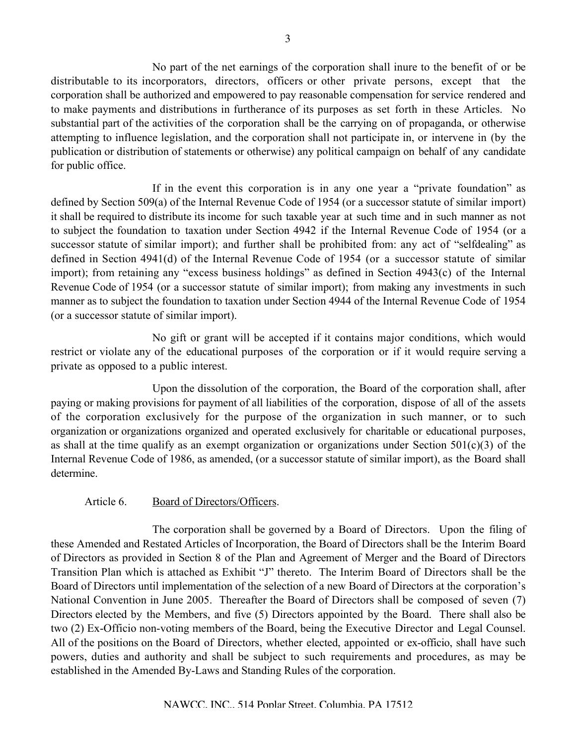No part of the net earnings of the corporation shall inure to the benefit of or be distributable to its incorporators, directors, officers or other private persons, except that the corporation shall be authorized and empowered to pay reasonable compensation for service rendered and to make payments and distributions in furtherance of its purposes as set forth in these Articles. No substantial part of the activities of the corporation shall be the carrying on of propaganda, or otherwise attempting to influence legislation, and the corporation shall not participate in, or intervene in (by the publication or distribution of statements or otherwise) any political campaign on behalf of any candidate for public office.

If in the event this corporation is in any one year a "private foundation" as defined by Section 509(a) of the Internal Revenue Code of 1954 (or a successor statute of similar import) it shall be required to distribute its income for such taxable year at such time and in such manner as not to subject the foundation to taxation under Section 4942 if the Internal Revenue Code of 1954 (or a successor statute of similar import); and further shall be prohibited from: any act of "selfdealing" as defined in Section 4941(d) of the Internal Revenue Code of 1954 (or a successor statute of similar import); from retaining any "excess business holdings" as defined in Section 4943(c) of the Internal Revenue Code of 1954 (or a successor statute of similar import); from making any investments in such manner as to subject the foundation to taxation under Section 4944 of the Internal Revenue Code of 1954 (or a successor statute of similar import).

No gift or grant will be accepted if it contains major conditions, which would restrict or violate any of the educational purposes of the corporation or if it would require serving a private as opposed to a public interest.

Upon the dissolution of the corporation, the Board of the corporation shall, after paying or making provisions for payment of all liabilities of the corporation, dispose of all of the assets of the corporation exclusively for the purpose of the organization in such manner, or to such organization or organizations organized and operated exclusively for charitable or educational purposes, as shall at the time qualify as an exempt organization or organizations under Section 501(c)(3) of the Internal Revenue Code of 1986, as amended, (or a successor statute of similar import), as the Board shall determine.

Article 6. Board of Directors/Officers.

The corporation shall be governed by a Board of Directors. Upon the filing of these Amended and Restated Articles of Incorporation, the Board of Directors shall be the Interim Board of Directors as provided in Section 8 of the Plan and Agreement of Merger and the Board of Directors Transition Plan which is attached as Exhibit "J" thereto. The Interim Board of Directors shall be the Board of Directors until implementation of the selection of a new Board of Directors at the corporation's National Convention in June 2005. Thereafter the Board of Directors shall be composed of seven (7) Directors elected by the Members, and five (5) Directors appointed by the Board. There shall also be two (2) Ex-Officio non-voting members of the Board, being the Executive Director and Legal Counsel. All of the positions on the Board of Directors, whether elected, appointed or ex-officio, shall have such powers, duties and authority and shall be subject to such requirements and procedures, as may be established in the Amended By-Laws and Standing Rules of the corporation.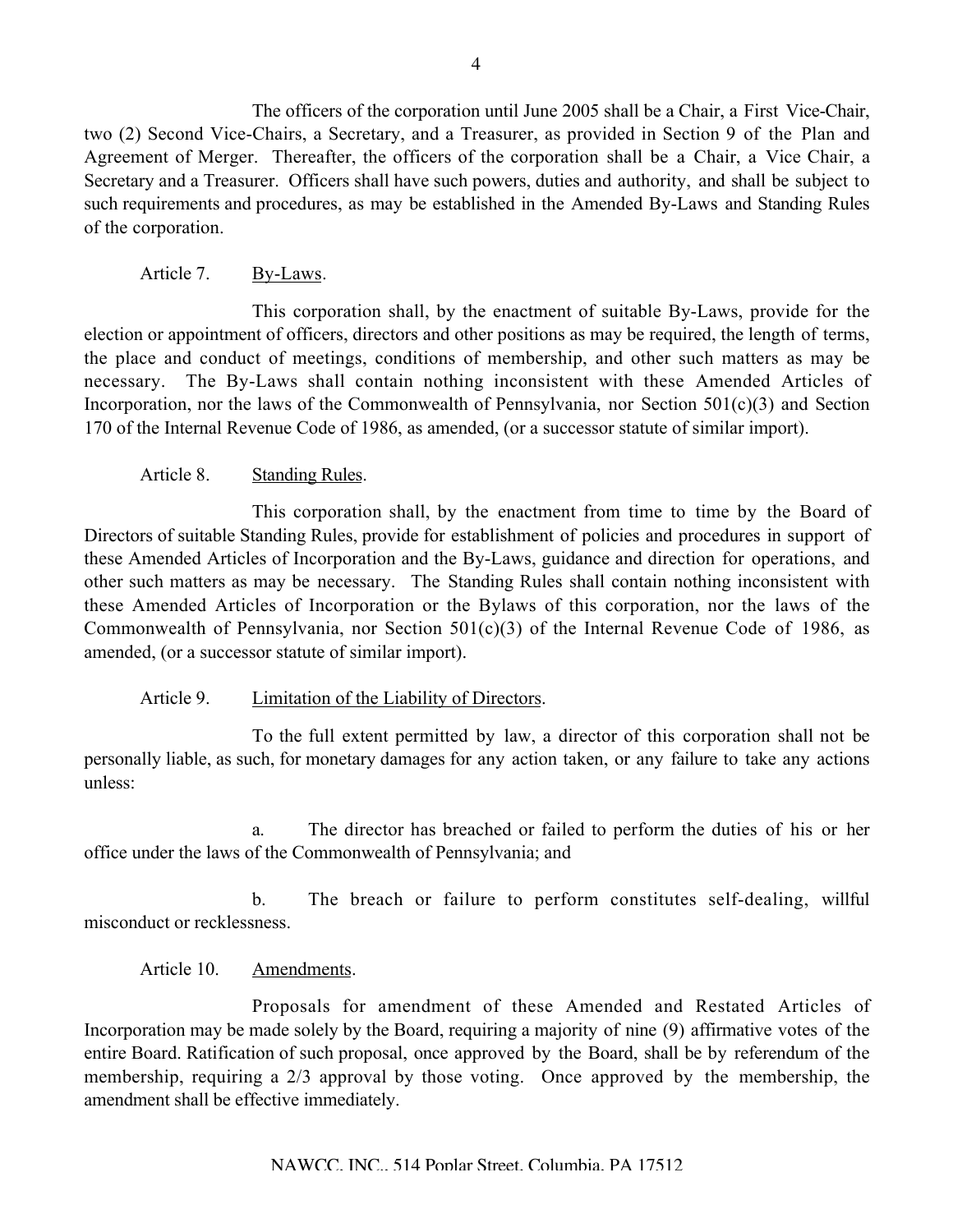The officers of the corporation until June 2005 shall be a Chair, a First Vice-Chair, two (2) Second Vice-Chairs, a Secretary, and a Treasurer, as provided in Section 9 of the Plan and Agreement of Merger. Thereafter, the officers of the corporation shall be a Chair, a Vice Chair, a Secretary and a Treasurer. Officers shall have such powers, duties and authority, and shall be subject to such requirements and procedures, as may be established in the Amended By-Laws and Standing Rules of the corporation.

Article 7. By-Laws.

This corporation shall, by the enactment of suitable By-Laws, provide for the election or appointment of officers, directors and other positions as may be required, the length of terms, the place and conduct of meetings, conditions of membership, and other such matters as may be necessary. The By-Laws shall contain nothing inconsistent with these Amended Articles of Incorporation, nor the laws of the Commonwealth of Pennsylvania, nor Section 501(c)(3) and Section 170 of the Internal Revenue Code of 1986, as amended, (or a successor statute of similar import).

Article 8. Standing Rules.

This corporation shall, by the enactment from time to time by the Board of Directors of suitable Standing Rules, provide for establishment of policies and procedures in support of these Amended Articles of Incorporation and the By-Laws, guidance and direction for operations, and other such matters as may be necessary. The Standing Rules shall contain nothing inconsistent with these Amended Articles of Incorporation or the Bylaws of this corporation, nor the laws of the Commonwealth of Pennsylvania, nor Section 501(c)(3) of the Internal Revenue Code of 1986, as amended, (or a successor statute of similar import).

Article 9. Limitation of the Liability of Directors.

To the full extent permitted by law, a director of this corporation shall not be personally liable, as such, for monetary damages for any action taken, or any failure to take any actions unless:

a. The director has breached or failed to perform the duties of his or her office under the laws of the Commonwealth of Pennsylvania; and

b. The breach or failure to perform constitutes self-dealing, willful misconduct or recklessness.

Article 10. Amendments.

Proposals for amendment of these Amended and Restated Articles of Incorporation may be made solely by the Board, requiring a majority of nine (9) affirmative votes of the entire Board. Ratification of such proposal, once approved by the Board, shall be by referendum of the membership, requiring a 2/3 approval by those voting. Once approved by the membership, the amendment shall be effective immediately.